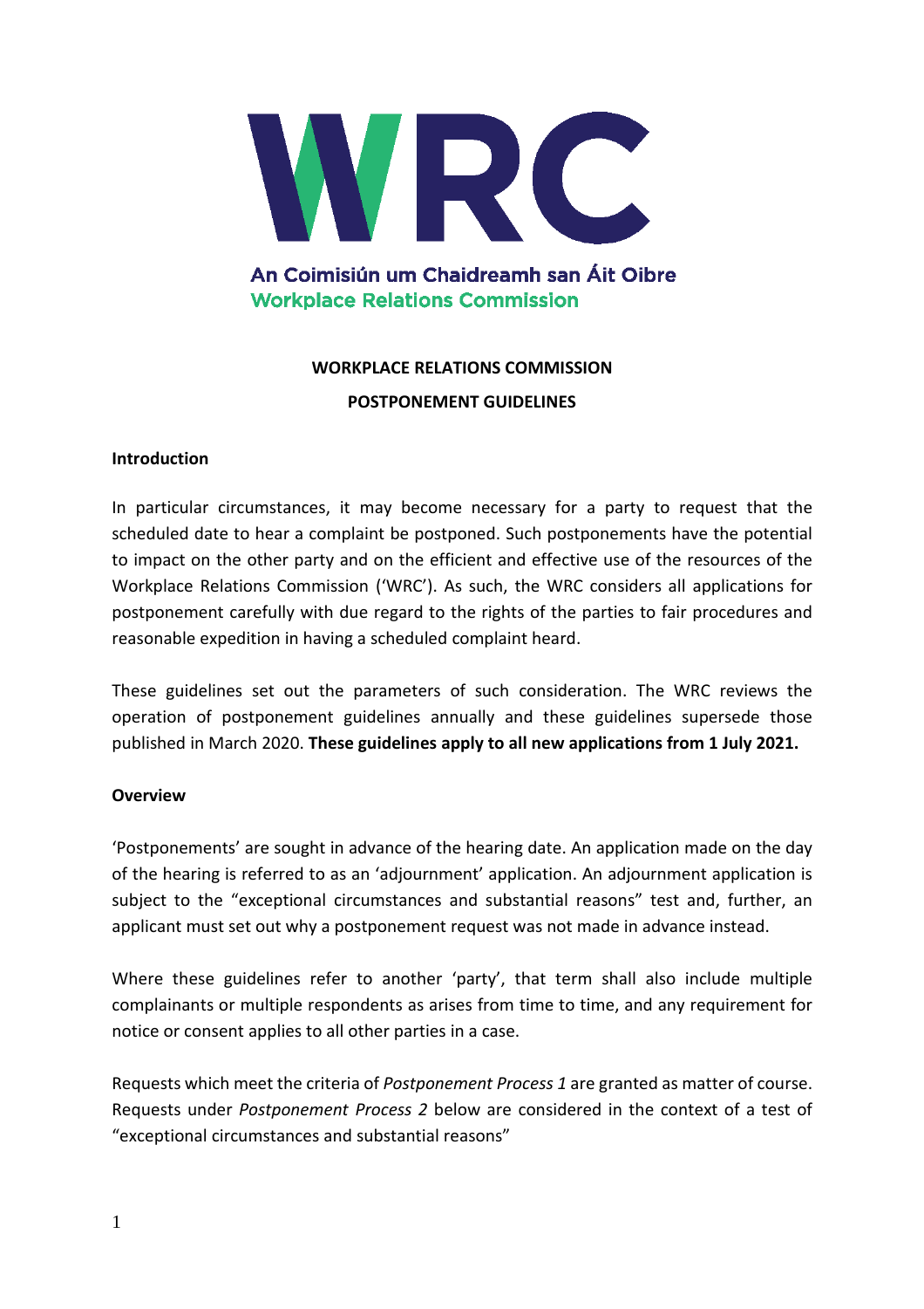An Coimisiún um Chaidreamh san Áit Oibre
Workplace Relations Commission

# WORKPLACE RELATIONS COMMISSION

# POSTPONEMENT GUIDELINES

## Introduction

In particular circumstances, it may become necessary for a party to request that the scheduled date to hear a complaint be postponed. Such postponements have the potential to impact on the other party and on the efficient and effective use of the resources of the Workplace Relations Commission ('WRC'). As such, the WRC considers all applications for postponement carefully with due regard to the rights of the parties to fair procedures and reasonable expedition in having a scheduled complaint heard.

These guidelines set out the parameters of such consideration. The WRC reviews the operation of postponement guidelines annually and these guidelines supersede those published in March 2020. **These guidelines apply to all new applications from 1 July 2021.**

## Overview

'Postponements' are sought in advance of the hearing date. An application made on the day of the hearing is referred to as an 'adjournment' application. An adjournment application is subject to the "exceptional circumstances and substantial reasons" test and, further, an applicant must set out why a postponement request was not made in advance instead.

Where these guidelines refer to another 'party', that term shall also include multiple complainants or multiple respondents as arises from time to time, and any requirement for notice or consent applies to all other parties in a case.

Requests which meet the criteria of *Postponement Process 1* are granted as matter of course. Requests under *Postponement Process 2* below are considered in the context of a test of "exceptional circumstances and substantial reasons"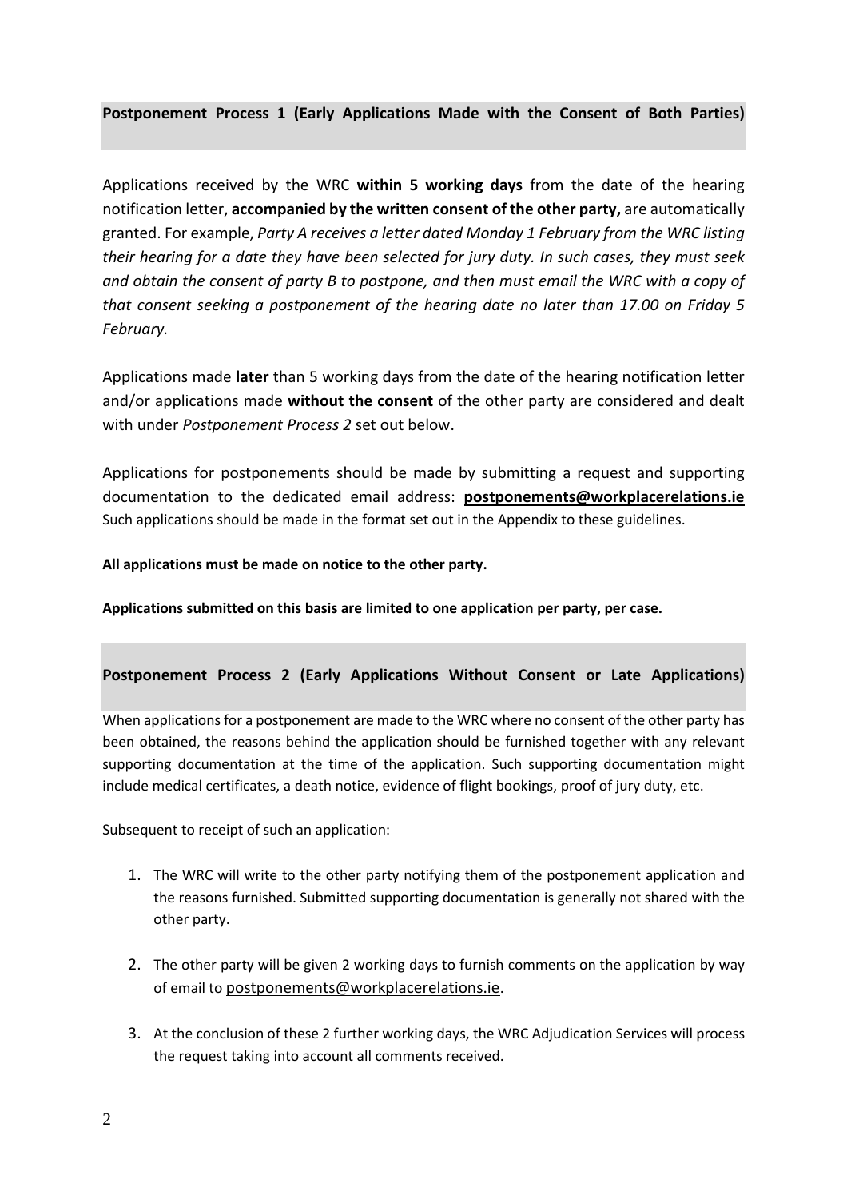## Postponement Process 1 (Early Applications Made with the Consent of Both Parties)

Applications received by the WRC **within 5 working days** from the date of the hearing notification letter, **accompanied by the written consent of the other party,** are automatically granted. For example, *Party A receives a letter dated Monday 1 February from the WRC listing their hearing for a date they have been selected for jury duty. In such cases, they must seek and obtain the consent of party B to postpone, and then must email the WRC with a copy of that consent seeking a postponement of the hearing date no later than 17.00 on Friday 5 February.*

Applications made **later** than 5 working days from the date of the hearing notification letter and/or applications made **without the consent** of the other party are considered and dealt with under *Postponement Process 2* set out below.

Applications for postponements should be made by submitting a request and supporting documentation to the dedicated email address: **postponements@workplacerelations.ie** Such applications should be made in the format set out in the Appendix to these guidelines.

**All applications must be made on notice to the other party.**

**Applications submitted on this basis are limited to one application per party, per case.**

## Postponement Process 2 (Early Applications Without Consent or Late Applications)

When applications for a postponement are made to the WRC where no consent of the other party has been obtained, the reasons behind the application should be furnished together with any relevant supporting documentation at the time of the application. Such supporting documentation might include medical certificates, a death notice, evidence of flight bookings, proof of jury duty, etc.

Subsequent to receipt of such an application:

1. The WRC will write to the other party notifying them of the postponement application and the reasons furnished. Submitted supporting documentation is generally not shared with the other party.
2. The other party will be given 2 working days to furnish comments on the application by way of email to postponements@workplacerelations.ie.
3. At the conclusion of these 2 further working days, the WRC Adjudication Services will process the request taking into account all comments received.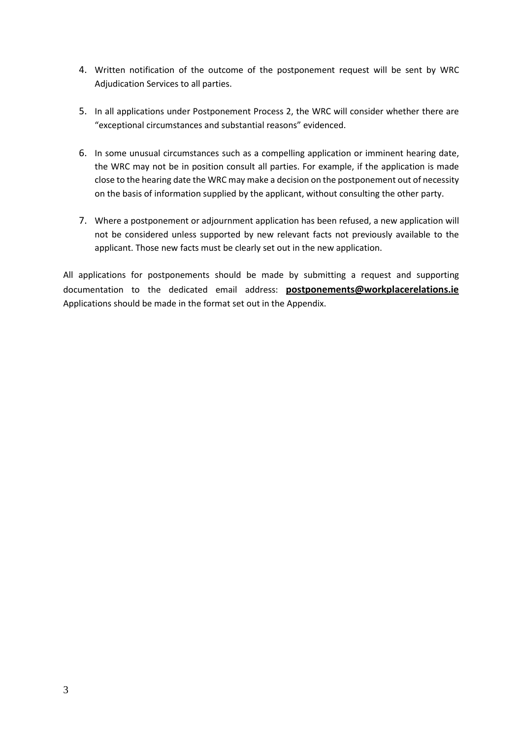4. Written notification of the outcome of the postponement request will be sent by WRC Adjudication Services to all parties.

5. In all applications under Postponement Process 2, the WRC will consider whether there are "exceptional circumstances and substantial reasons" evidenced.

6. In some unusual circumstances such as a compelling application or imminent hearing date, the WRC may not be in position consult all parties. For example, if the application is made close to the hearing date the WRC may make a decision on the postponement out of necessity on the basis of information supplied by the applicant, without consulting the other party.

7. Where a postponement or adjournment application has been refused, a new application will not be considered unless supported by new relevant facts not previously available to the applicant. Those new facts must be clearly set out in the new application.

All applications for postponements should be made by submitting a request and supporting documentation to the dedicated email address: **postponements@workplacerelations.ie** Applications should be made in the format set out in the Appendix.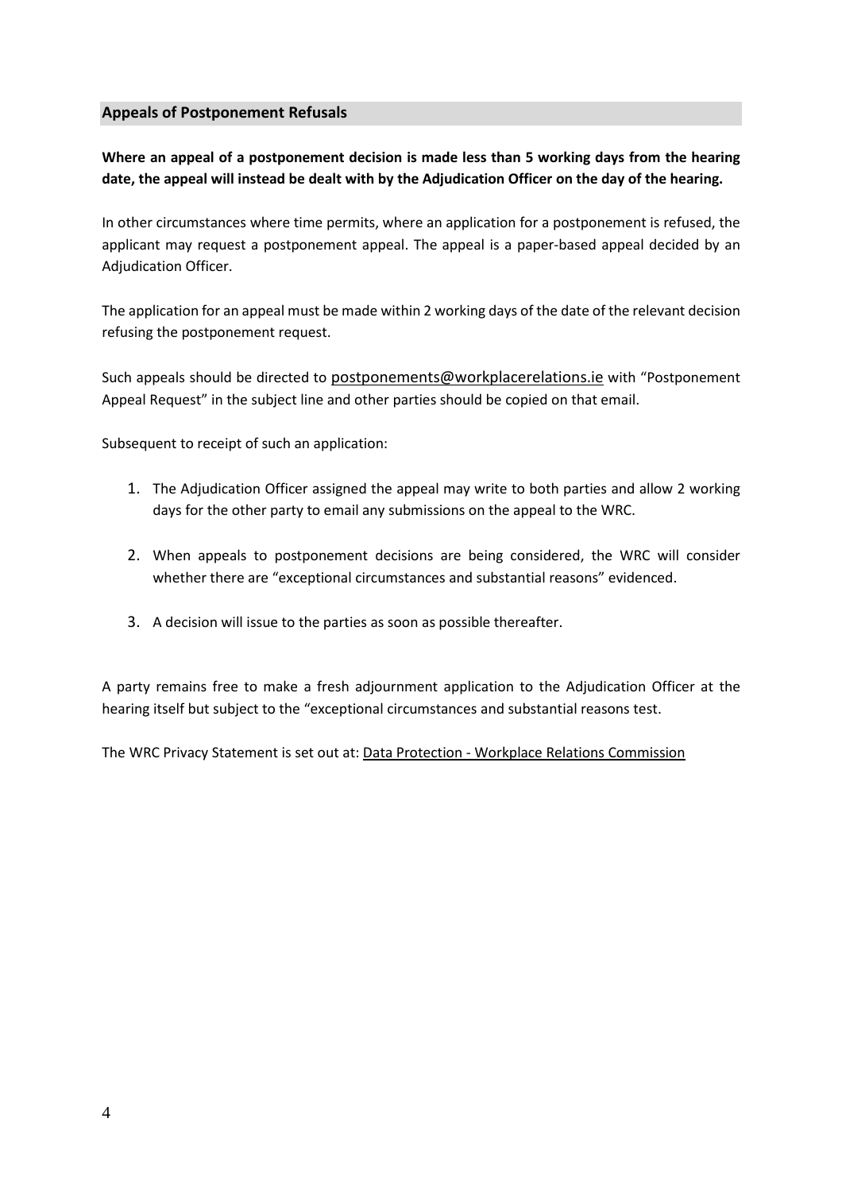## Appeals of Postponement Refusals

**Where an appeal of a postponement decision is made less than 5 working days from the hearing date, the appeal will instead be dealt with by the Adjudication Officer on the day of the hearing.**

In other circumstances where time permits, where an application for a postponement is refused, the applicant may request a postponement appeal. The appeal is a paper-based appeal decided by an Adjudication Officer.

The application for an appeal must be made within 2 working days of the date of the relevant decision refusing the postponement request.

Such appeals should be directed to postponements@workplacerelations.ie with "Postponement Appeal Request" in the subject line and other parties should be copied on that email.

Subsequent to receipt of such an application:

1. The Adjudication Officer assigned the appeal may write to both parties and allow 2 working days for the other party to email any submissions on the appeal to the WRC.
2. When appeals to postponement decisions are being considered, the WRC will consider whether there are "exceptional circumstances and substantial reasons" evidenced.
3. A decision will issue to the parties as soon as possible thereafter.

A party remains free to make a fresh adjournment application to the Adjudication Officer at the hearing itself but subject to the "exceptional circumstances and substantial reasons test.

The WRC Privacy Statement is set out at: Data Protection - Workplace Relations Commission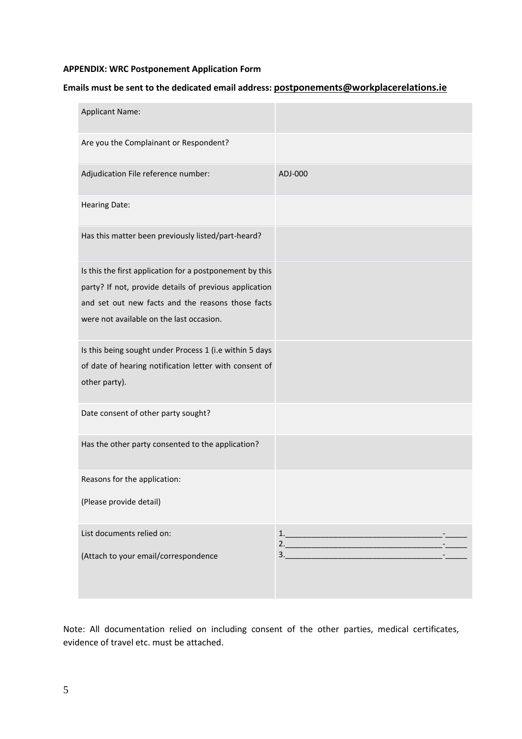**APPENDIX: WRC Postponement Application Form**

**Emails must be sent to the dedicated email address: postponements@workplacerelations.ie**

| | |
|---|---|
| Applicant Name: | |
| Are you the Complainant or Respondent? | |
| Adjudication File reference number: | ADJ-000 |
| Hearing Date: | |
| Has this matter been previously listed/part-heard? | |
| Is this the first application for a postponement by this party? If not, provide details of previous application and set out new facts and the reasons those facts were not available on the last occasion. | |
| Is this being sought under Process 1 (i.e within 5 days of date of hearing notification letter with consent of other party). | |
| Date consent of other party sought? | |
| Has the other party consented to the application? | |
| Reasons for the application:<br><br>(Please provide detail) | |
| List documents relied on:<br><br>(Attach to your email/correspondence | 1.____________________________________-_____<br>2.____________________________________-_____<br>3.____________________________________-_____ |

Note: All documentation relied on including consent of the other parties, medical certificates, evidence of travel etc. must be attached.